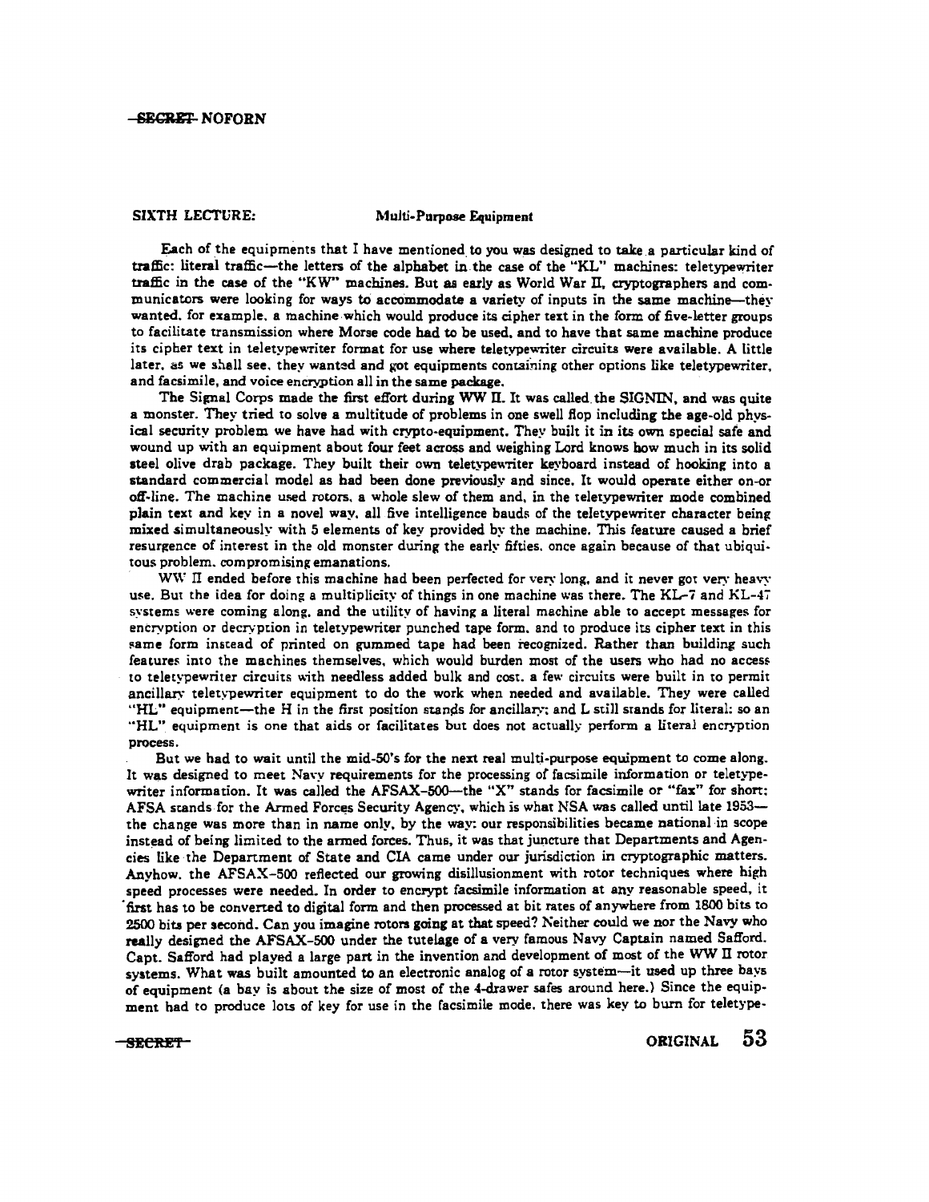SIXTH LECTURE: **Multi-Purpose Equipment**

Each of the equipments that I have mentioned to you was designed to take a particular kind of traffic: literal traffic—the letters of the alphabet in the case of the "KL" machines: teletypewriter traffic in the case of the "KW" machines. But as early as World War II, cryptographers and communicators were looking for ways to accommodate a variety of inputs in the same machine—they wanted, for example, a machine which would produce its cipher text in the form of five-letter groups to facilitate transmission where Morse code had to be used, and to have that same machine produce its cipher text in teletypewriter format for use where teletypewriter circuits were available. A little later, as we shall see, they wanted and got equipments containing other options like teletypewriter, and facsimile, and voice encryption all in the same package.

The Signal Corps made the first effort during WW II. It was called the SIGNIN, and was quite a monster. They tried to solve a multitude of problems in one swell flop including the age-old physical security problem we have had with crypto-equipment. They built it in its own special safe and wound up with an equipment about four feet across and weighing Lord knows how much in its solid steel olive drab package. They built their own teletypewriter keyboard instead of hooking into a standard commercial model as had been done previously and since. It would operate either on-or off-line. The machine used rotors, a whole slew of them and, in the teletypewriter mode combined plain text and key in a novel way, all five intelligence bauds of the teletypewriter character being mixed simultaneously with 5 elements of key provided by the machine. This feature caused a brief resurgence of interest in the old monster during the early fifties, once again because of that ubiquitous problem, compromising emanations.

WW II ended before this machine had been perfected for very long, and it never got very heavy use. But the idea for doing a multiplicity of things in one machine was there. The KL-7 and KL-47 systems were coming along, and the utility of having a literal machine able to accept messages for encryption or decryption in teletypewriter punched tape form, and to produce its cipher text in this same form instead of printed on gummed tape had been recognized. Rather than building such features into the machines themselves, which would burden most of the users who had no access to teletypewriter circuits with needless added bulk and cost, a few circuits were built in to permit ancillary teletypewriter equipment to do the work when needed and available. They were called "HL" equipment—the H in the first position stands for ancillary; and L still stands for literal: so an "HL" equipment is one that aids or facilitates but does not actually perform a literal encryption process.

But we had to wait until the mid-50's for the next real multi-purpose equipment to come along. It was designed to meet Navy requirements for the processing of facsimile information or teletypewriter information. It was called the AFSAX-500—the "X" stands for facsimile or "fax" for short; AFSA stands for the Armed Forces Security Agency, which is what NSA was called until late 1953—the change was more than in name only, by the way; our responsibilities became national in scope instead of being limited to the armed forces. Thus, it was that juncture that Departments and Agencies like the Department of State and CIA came under our jurisdiction in cryptographic matters. Anyhow, the AFSAX-500 reflected our growing disillusionment with rotor techniques where high speed processes were needed. In order to encrypt facsimile information at any reasonable speed, it first has to be converted to digital form and then processed at bit rates of anywhere from 1800 bits to 2500 bits per second. Can you imagine rotors going at that speed? Neither could we nor the Navy who really designed the AFSAX-500 under the tutelage of a very famous Navy Captain named Safford. Capt. Safford had played a large part in the invention and development of most of the WW II rotor systems. What was built amounted to an electronic analog of a rotor system—it used up three bays of equipment (a bay is about the size of most of the 4-drawer safes around here.) Since the equipment had to produce lots of key for use in the facsimile mode, there was key to burn for teletype-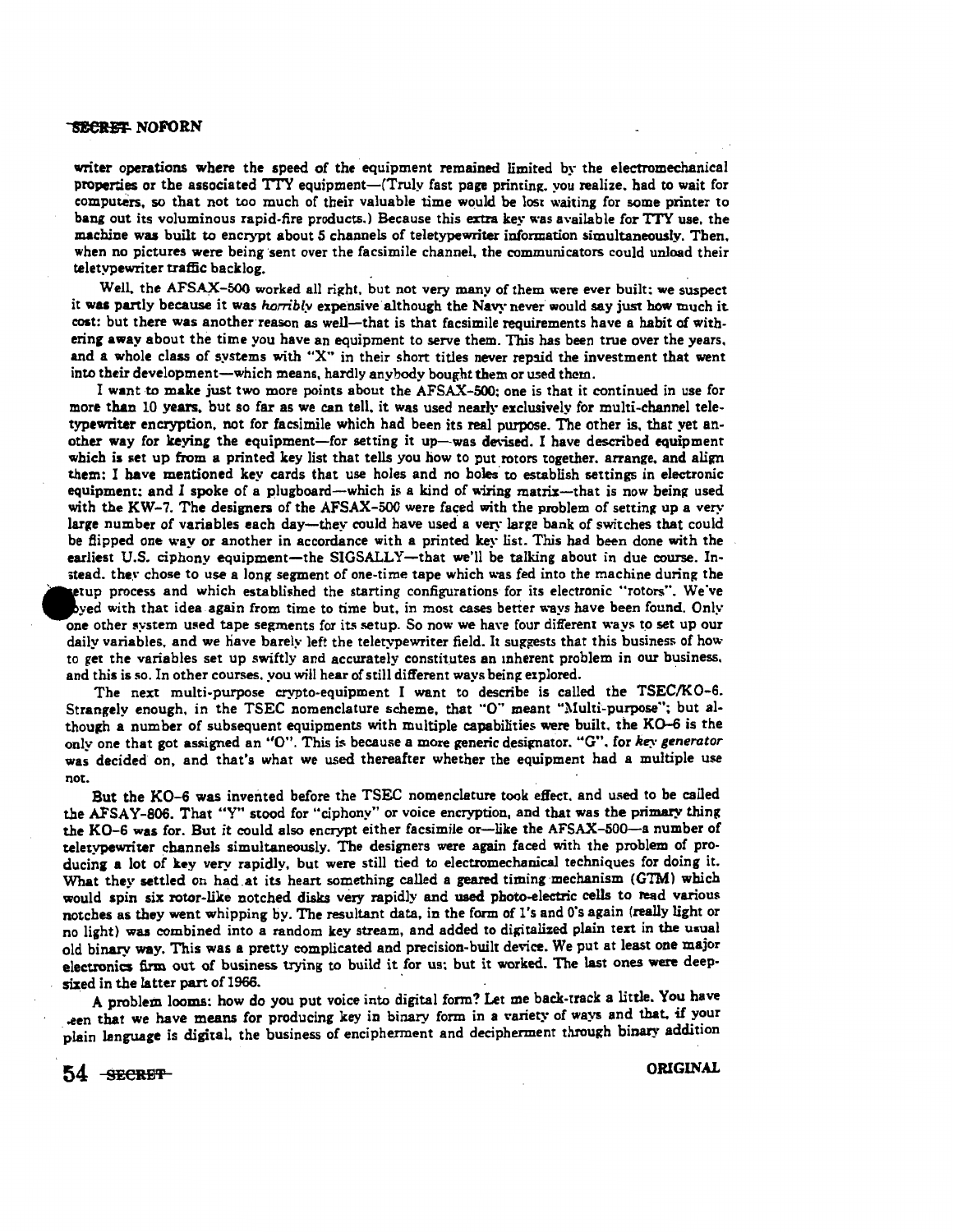writer operations where the speed of the equipment remained limited by the electromechanical properties or the associated TTY equipment—(Truly fast page printing, you realize, had to wait for computers, so that not too much of their valuable time would be lost waiting for some printer to bang out its voluminous rapid-fire products.) Because this extra key was available for TTY use, the machine was built to encrypt about 5 channels of teletypewriter information simultaneously. Then, when no pictures were being sent over the facsimile channel, the communicators could unload their teletypewriter traffic backlog.

Well, the AFSAX-500 worked all right, but not very many of them were ever built; we suspect it was partly because it was *horribly* expensive although the Navy never would say just how much it cost: but there was another reason as well—that is that facsimile requirements have a habit of withering away about the time you have an equipment to serve them. This has been true over the years, and a whole class of systems with "X" in their short titles never repaid the investment that went into their development—which means, hardly anybody bought them or used them.

I want to make just two more points about the AFSAX-500; one is that it continued in use for more than 10 years, but so far as we can tell, it was used nearly exclusively for multi-channel teletypewriter encryption, not for facsimile which had been its real purpose. The other is, that yet another way for keying the equipment—for setting it up—was devised. I have described equipment which is set up from a printed key list that tells you how to put rotors together, arrange, and align them: I have mentioned key cards that use holes and no holes to establish settings in electronic equipment; and I spoke of a plugboard—which is a kind of wiring matrix—that is now being used with the KW-7. The designers of the AFSAX-500 were faced with the problem of setting up a very large number of variables each day—they could have used a very large bank of switches that could be flipped one way or another in accordance with a printed key list. This had been done with the earliest U.S. ciphony equipment—the SIGSALLY—that we'll be talking about in due course. Instead, they chose to use a long segment of one-time tape which was fed into the machine during the setup process and which established the starting configurations for its electronic "rotors". We've toyed with that idea again from time to time but, in most cases better ways have been found. Only one other system used tape segments for its setup. So now we have four different ways to set up our daily variables, and we have barely left the teletypewriter field. It suggests that this business of how to get the variables set up swiftly and accurately constitutes an inherent problem in our business, and this is so. In other courses, you will hear of still different ways being explored.

The next multi-purpose crypto-equipment I want to describe is called the TSEC/KO-6. Strangely enough, in the TSEC nomenclature scheme, that "O" meant "Multi-purpose"; but although a number of subsequent equipments with multiple capabilities were built, the KO-6 is the only one that got assigned an "O". This is because a more generic designator, "G", for *key generator* was decided on, and that's what we used thereafter whether the equipment had a multiple use not.

But the KO-6 was invented before the TSEC nomenclature took effect, and used to be called the AFSAY-806. That "Y" stood for "ciphony" or voice encryption, and that was the primary thing the KO-6 was for. But it could also encrypt either facsimile or—like the AFSAX-500—a number of teletypewriter channels simultaneously. The designers were again faced with the problem of producing a lot of key very rapidly, but were still tied to electromechanical techniques for doing it. What they settled on had at its heart something called a geared timing mechanism (GTM) which would spin six rotor-like notched disks very rapidly and used photo-electric cells to read various notches as they went whipping by. The resultant data, in the form of 1's and 0's again (really light or no light) was combined into a random key stream, and added to digitalized plain text in the usual old binary way. This was a pretty complicated and precision-built device. We put at least one major electronics firm out of business trying to build it for us; but it worked. The last ones were deep-sixed in the latter part of 1966.

A problem looms: how do you put voice into digital form? Let me back-track a little. You have seen that we have means for producing key in binary form in a variety of ways and that, if your plain language is digital, the business of encipherment and decipherment through binary addition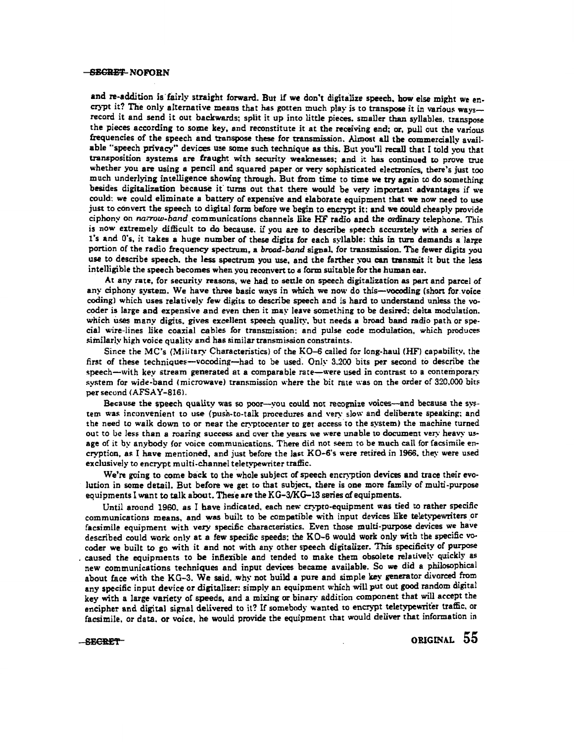and re-addition is fairly straight forward. But if we don't digitalize speech, how else might we encrypt it? The only alternative means that has gotten much play is to transpose it in various ways—record it and send it out backwards; split it up into little pieces, smaller than syllables, transpose the pieces according to some key, and reconstitute it at the receiving end; or, pull out the various frequencies of the speech and transpose these for transmission. Almost all the commercially available "speech privacy" devices use some such technique as this. But you'll recall that I told you that transposition systems are fraught with security weaknesses; and it has continued to prove true whether you are using a pencil and squared paper or very sophisticated electronics, there's just too much underlying intelligence showing through. But from time to time we try again to do something besides digitalization because it turns out that there would be very important advantages if we could: we could eliminate a battery of expensive and elaborate equipment that we now need to use just to convert the speech to digital form before we begin to encrypt it; and we could cheaply provide ciphony on *narrow-band* communications channels like HF radio and the ordinary telephone. This is now extremely difficult to do because, if you are to describe speech accurately with a series of 1's and 0's, it takes a huge number of these digits for each syllable: this in turn demands a large portion of the radio frequency spectrum, a *broad-band* signal, for transmission. The fewer digits you use to describe speech, the less spectrum you use, and the farther you can transmit it but the less intelligible the speech becomes when you reconvert to a form suitable for the human ear.

At any rate, for security reasons, we had to settle on speech digitalization as part and parcel of any ciphony system. We have three basic ways in which we now do this—vocoding (short for voice coding) which uses relatively few digits to describe speech and is hard to understand unless the vocoder is large and expensive and even then it may leave something to be desired; delta modulation, which uses many digits, gives excellent speech quality, but needs a broad band radio path or special wire-lines like coaxial cables for transmission; and pulse code modulation, which produces similarly high voice quality and has similar transmission constraints.

Since the MC's (Military Characteristics) of the KO–6 called for long-haul (HF) capability, the first of these techniques—vocoding—had to be used. Only 3,200 bits per second to describe the speech—with key stream generated at a comparable rate—were used in contrast to a contemporary system for wide-band (microwave) transmission where the bit rate was on the order of 320,000 bits per second (AFSAY–816).

Because the speech quality was so poor—you could not recognize voices—and because the system was inconvenient to use (push-to-talk procedures and very slow and deliberate speaking; and the need to walk down to or near the cryptocenter to get access to the system) the machine turned out to be less than a roaring success and over the years we were unable to document very heavy usage of it by anybody for voice communications. There did not seem to be much call for facsimile encryption, as I have mentioned, and just before the last KO–6's were retired in 1966, they were used exclusively to encrypt multi-channel teletypewriter traffic.

We're going to come back to the whole subject of speech encryption devices and trace their evolution in some detail. But before we get to that subject, there is one more family of multi-purpose equipments I want to talk about. These are the KG–3/KG–13 series of equipments.

Until around 1960, as I have indicated, each new crypto-equipment was tied to rather specific communications means, and was built to be compatible with input devices like teletypewriters or facsimile equipment with very specific characteristics. Even those multi-purpose devices we have described could work only at a few specific speeds; the KO–6 would work only with the specific vocoder we built to go with it and not with any other speech digitalizer. This specificity of purpose caused the equipments to be inflexible and tended to make them obsolete relatively quickly as new communications techniques and input devices became available. So we did a philosophical about face with the KG–3. We said, why not build a pure and simple key generator divorced from any specific input device or digitalizer; simply an equipment which will put out good random digital key with a large variety of speeds, and a mixing or binary addition component that will accept the encipher and digital signal delivered to it? If somebody wanted to encrypt teletypewriter traffic, or facsimile, or data, or voice, he would provide the equipment that would deliver that information in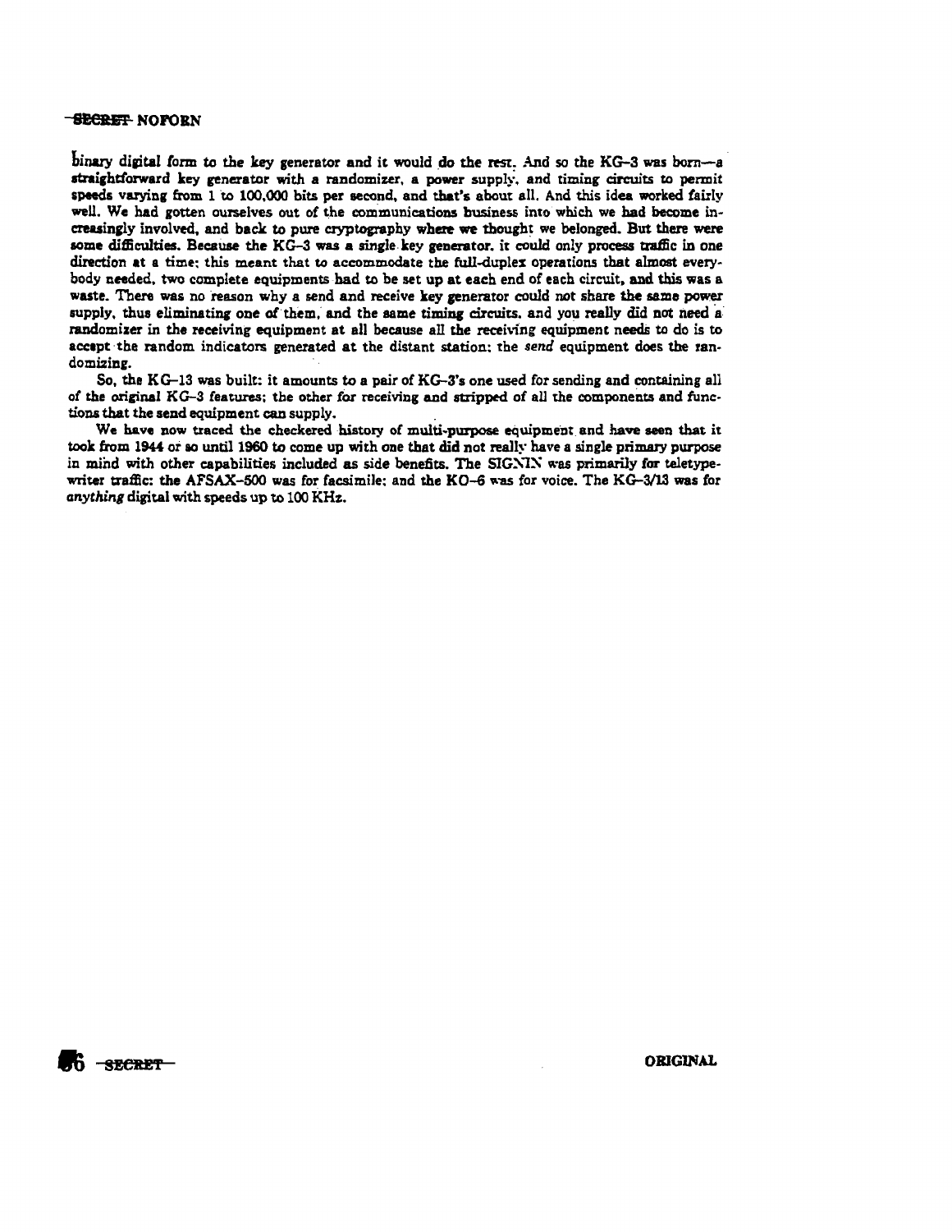binary digital form to the key generator and it would do the rest. And so the KG–3 was born—a straightforward key generator with a randomizer, a power supply, and timing circuits to permit speeds varying from 1 to 100,000 bits per second, and that's about all. And this idea worked fairly well. We had gotten ourselves out of the communications business into which we had become increasingly involved, and back to pure cryptography where we thought we belonged. But there were some difficulties. Because the KG–3 was a single key generator, it could only process traffic in one direction at a time; this meant that to accommodate the full-duplex operations that almost everybody needed, two complete equipments had to be set up at each end of each circuit, and this was a waste. There was no reason why a send and receive key generator could not share the same power supply, thus eliminating one of them, and the same timing circuits, and you really did not need a randomizer in the receiving equipment at all because all the receiving equipment needs to do is to accept the random indicators generated at the distant station; the *send* equipment does the randomizing.

So, the KG–13 was built: it amounts to a pair of KG–3's one used for sending and containing all of the original KG–3 features; the other for receiving and stripped of all the components and functions that the send equipment can supply.

We have now traced the checkered history of multi-purpose equipment and have seen that it took from 1944 or so until 1960 to come up with one that did not really have a single primary purpose in mind with other capabilities included as side benefits. The SIGNIN was primarily for teletypewriter traffic; the AFSAX–500 was for facsimile; and the KO–6 was for voice. The KG–3/13 was for *anything* digital with speeds up to 100 KHz.